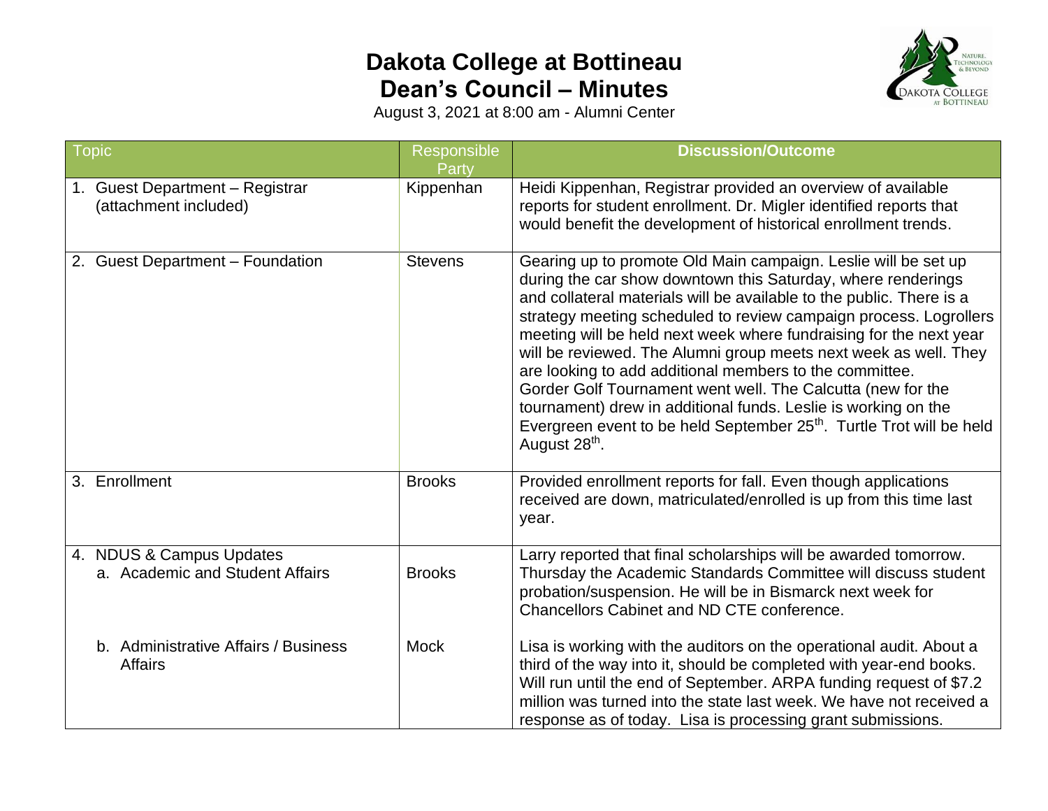# Dakota College at Bottineau
## Dean's Council – Minutes

August 3, 2021 at 8:00 am - Alumni Center

| Topic | Responsible Party | Discussion/Outcome |
|---|---|---|
| 1. Guest Department – Registrar (attachment included) | Kippenhan | Heidi Kippenhan, Registrar provided an overview of available reports for student enrollment. Dr. Migler identified reports that would benefit the development of historical enrollment trends. |
| 2. Guest Department – Foundation | Stevens | Gearing up to promote Old Main campaign. Leslie will be set up during the car show downtown this Saturday, where renderings and collateral materials will be available to the public. There is a strategy meeting scheduled to review campaign process. Logrollers meeting will be held next week where fundraising for the next year will be reviewed. The Alumni group meets next week as well. They are looking to add additional members to the committee. Gorder Golf Tournament went well. The Calcutta (new for the tournament) drew in additional funds. Leslie is working on the Evergreen event to be held September 25th. Turtle Trot will be held August 28th. |
| 3. Enrollment | Brooks | Provided enrollment reports for fall. Even though applications received are down, matriculated/enrolled is up from this time last year. |
| 4. NDUS & Campus Updates<br>a. Academic and Student Affairs | Brooks | Larry reported that final scholarships will be awarded tomorrow. Thursday the Academic Standards Committee will discuss student probation/suspension. He will be in Bismarck next week for Chancellors Cabinet and ND CTE conference. |
| b. Administrative Affairs / Business Affairs | Mock | Lisa is working with the auditors on the operational audit. About a third of the way into it, should be completed with year-end books. Will run until the end of September. ARPA funding request of $7.2 million was turned into the state last week. We have not received a response as of today. Lisa is processing grant submissions. |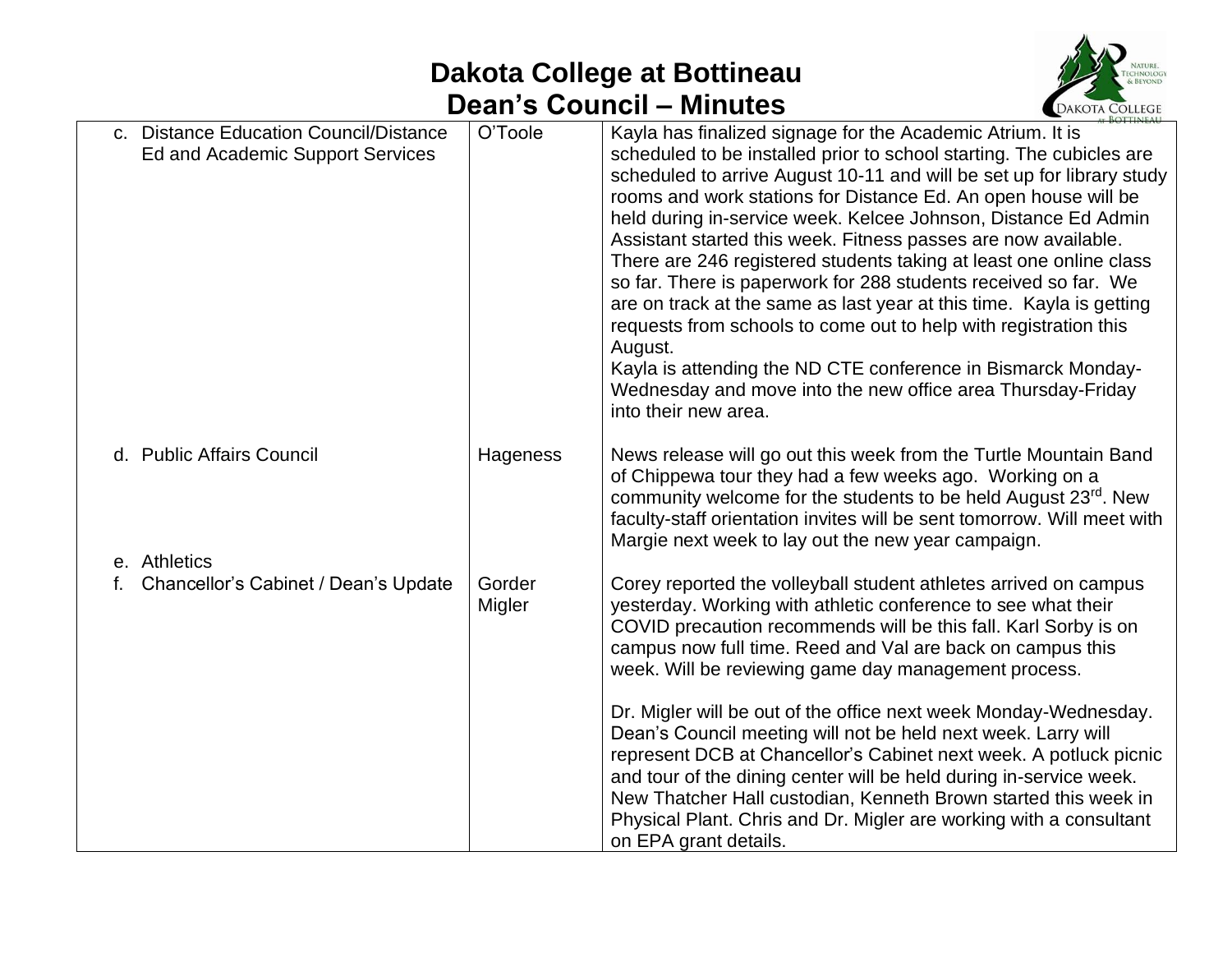# Dakota College at Bottineau
## Dean's Council – Minutes

| | | |
|---|---|---|
| c. Distance Education Council/Distance Ed and Academic Support Services | O'Toole | Kayla has finalized signage for the Academic Atrium. It is scheduled to be installed prior to school starting. The cubicles are scheduled to arrive August 10-11 and will be set up for library study rooms and work stations for Distance Ed. An open house will be held during in-service week. Kelcee Johnson, Distance Ed Admin Assistant started this week. Fitness passes are now available. There are 246 registered students taking at least one online class so far. There is paperwork for 288 students received so far. We are on track at the same as last year at this time. Kayla is getting requests from schools to come out to help with registration this August.<br>Kayla is attending the ND CTE conference in Bismarck Monday-Wednesday and move into the new office area Thursday-Friday into their new area. |
| d. Public Affairs Council | Hageness | News release will go out this week from the Turtle Mountain Band of Chippewa tour they had a few weeks ago. Working on a community welcome for the students to be held August 23rd. New faculty-staff orientation invites will be sent tomorrow. Will meet with Margie next week to lay out the new year campaign. |
| e. Athletics<br>f. Chancellor's Cabinet / Dean's Update | Gorder<br>Migler | Corey reported the volleyball student athletes arrived on campus yesterday. Working with athletic conference to see what their COVID precaution recommends will be this fall. Karl Sorby is on campus now full time. Reed and Val are back on campus this week. Will be reviewing game day management process.<br><br>Dr. Migler will be out of the office next week Monday-Wednesday. Dean's Council meeting will not be held next week. Larry will represent DCB at Chancellor's Cabinet next week. A potluck picnic and tour of the dining center will be held during in-service week. New Thatcher Hall custodian, Kenneth Brown started this week in Physical Plant. Chris and Dr. Migler are working with a consultant on EPA grant details. |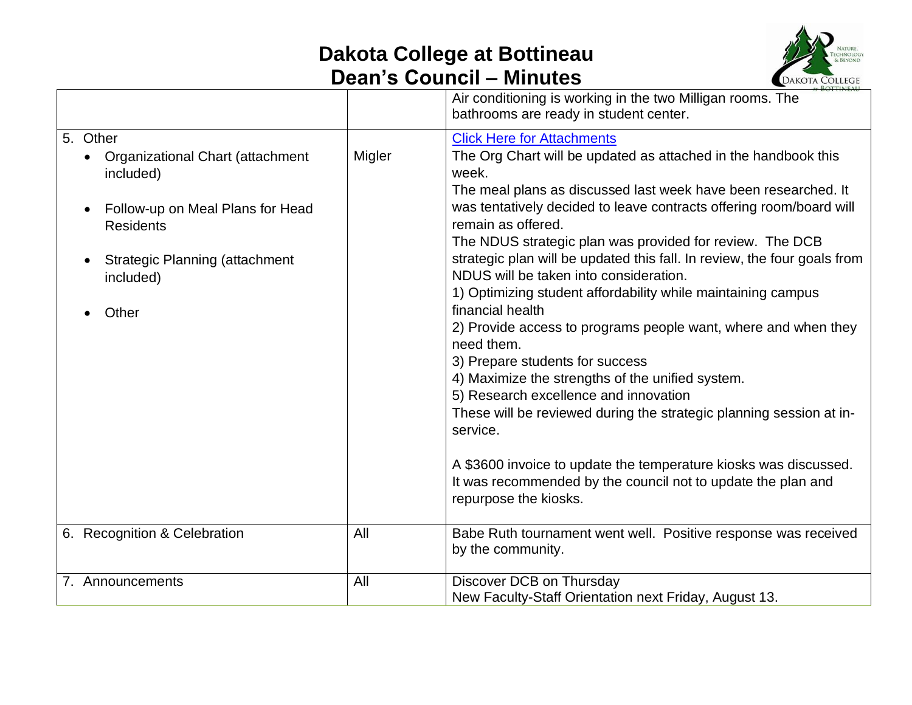# Dakota College at Bottineau
# Dean's Council – Minutes

| | | |
|---|---|---|
| | | Air conditioning is working in the two Milligan rooms. The bathrooms are ready in student center. |
| 5. Other<br>• Organizational Chart (attachment included)<br>• Follow-up on Meal Plans for Head Residents<br>• Strategic Planning (attachment included)<br>• Other | Migler | [Click Here for Attachments]<br>The Org Chart will be updated as attached in the handbook this week.<br>The meal plans as discussed last week have been researched. It was tentatively decided to leave contracts offering room/board will remain as offered.<br>The NDUS strategic plan was provided for review. The DCB strategic plan will be updated this fall. In review, the four goals from NDUS will be taken into consideration.<br>1) Optimizing student affordability while maintaining campus financial health<br>2) Provide access to programs people want, where and when they need them.<br>3) Prepare students for success<br>4) Maximize the strengths of the unified system.<br>5) Research excellence and innovation<br>These will be reviewed during the strategic planning session at in-service.<br><br>A $3600 invoice to update the temperature kiosks was discussed. It was recommended by the council not to update the plan and repurpose the kiosks. |
| 6. Recognition & Celebration | All | Babe Ruth tournament went well. Positive response was received by the community. |
| 7. Announcements | All | Discover DCB on Thursday<br>New Faculty-Staff Orientation next Friday, August 13. |